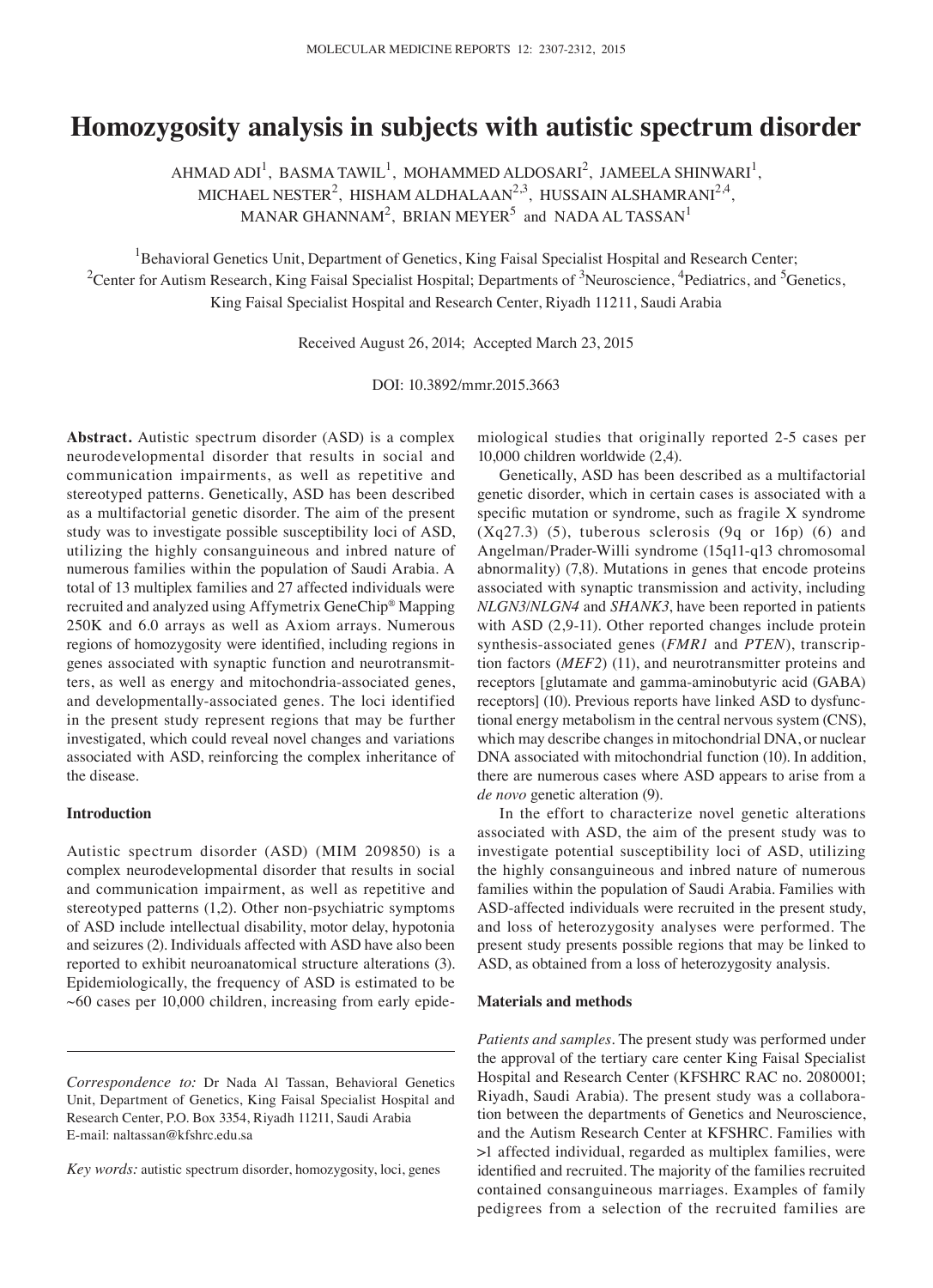# Homozygosity analysis in subjects with autistic spectrum disorder

AHMAD ADI[1], BASMA TAWIL[1], MOHAMMED ALDOSARI[2], JAMEELA SHINWARI[1], MICHAEL NESTER[2], HISHAM ALDHALAAN[2,3], HUSSAIN ALSHAMRANI[2,4], MANAR GHANNAM[2], BRIAN MEYER[5] and NADA AL TASSAN[1]

[1]Behavioral Genetics Unit, Department of Genetics, King Faisal Specialist Hospital and Research Center; [2]Center for Autism Research, King Faisal Specialist Hospital; Departments of [3]Neuroscience, [4]Pediatrics, and [5]Genetics, King Faisal Specialist Hospital and Research Center, Riyadh 11211, Saudi Arabia

Received August 26, 2014; Accepted March 23, 2015

DOI: 10.3892/mmr.2015.3663

**Abstract.** Autistic spectrum disorder (ASD) is a complex neurodevelopmental disorder that results in social and communication impairments, as well as repetitive and stereotyped patterns. Genetically, ASD has been described as a multifactorial genetic disorder. The aim of the present study was to investigate possible susceptibility loci of ASD, utilizing the highly consanguineous and inbred nature of numerous families within the population of Saudi Arabia. A total of 13 multiplex families and 27 affected individuals were recruited and analyzed using Affymetrix GeneChip® Mapping 250K and 6.0 arrays as well as Axiom arrays. Numerous regions of homozygosity were identified, including regions in genes associated with synaptic function and neurotransmitters, as well as energy and mitochondria-associated genes, and developmentally-associated genes. The loci identified in the present study represent regions that may be further investigated, which could reveal novel changes and variations associated with ASD, reinforcing the complex inheritance of the disease.

## Introduction

Autistic spectrum disorder (ASD) (MIM 209850) is a complex neurodevelopmental disorder that results in social and communication impairment, as well as repetitive and stereotyped patterns (1,2). Other non-psychiatric symptoms of ASD include intellectual disability, motor delay, hypotonia and seizures (2). Individuals affected with ASD have also been reported to exhibit neuroanatomical structure alterations (3). Epidemiologically, the frequency of ASD is estimated to be ~60 cases per 10,000 children, increasing from early epidemiological studies that originally reported 2-5 cases per 10,000 children worldwide (2,4).

Genetically, ASD has been described as a multifactorial genetic disorder, which in certain cases is associated with a specific mutation or syndrome, such as fragile X syndrome (Xq27.3) (5), tuberous sclerosis (9q or 16p) (6) and Angelman/Prader-Willi syndrome (15q11-q13 chromosomal abnormality) (7,8). Mutations in genes that encode proteins associated with synaptic transmission and activity, including *NLGN3*/*NLGN4* and *SHANK3*, have been reported in patients with ASD (2,9-11). Other reported changes include protein synthesis-associated genes (*FMR1* and *PTEN*), transcription factors (*MEF2*) (11), and neurotransmitter proteins and receptors [glutamate and gamma-aminobutyric acid (GABA) receptors] (10). Previous reports have linked ASD to dysfunctional energy metabolism in the central nervous system (CNS), which may describe changes in mitochondrial DNA, or nuclear DNA associated with mitochondrial function (10). In addition, there are numerous cases where ASD appears to arise from a *de novo* genetic alteration (9).

In the effort to characterize novel genetic alterations associated with ASD, the aim of the present study was to investigate potential susceptibility loci of ASD, utilizing the highly consanguineous and inbred nature of numerous families within the population of Saudi Arabia. Families with ASD-affected individuals were recruited in the present study, and loss of heterozygosity analyses were performed. The present study presents possible regions that may be linked to ASD, as obtained from a loss of heterozygosity analysis.

## Materials and methods

*Patients and samples.* The present study was performed under the approval of the tertiary care center King Faisal Specialist Hospital and Research Center (KFSHRC RAC no. 2080001; Riyadh, Saudi Arabia). The present study was a collaboration between the departments of Genetics and Neuroscience, and the Autism Research Center at KFSHRC. Families with >1 affected individual, regarded as multiplex families, were identified and recruited. The majority of the families recruited contained consanguineous marriages. Examples of family pedigrees from a selection of the recruited families are

*Correspondence to:* Dr Nada Al Tassan, Behavioral Genetics Unit, Department of Genetics, King Faisal Specialist Hospital and Research Center, P.O. Box 3354, Riyadh 11211, Saudi Arabia
E-mail: naltassan@kfshrc.edu.sa

*Key words:* autistic spectrum disorder, homozygosity, loci, genes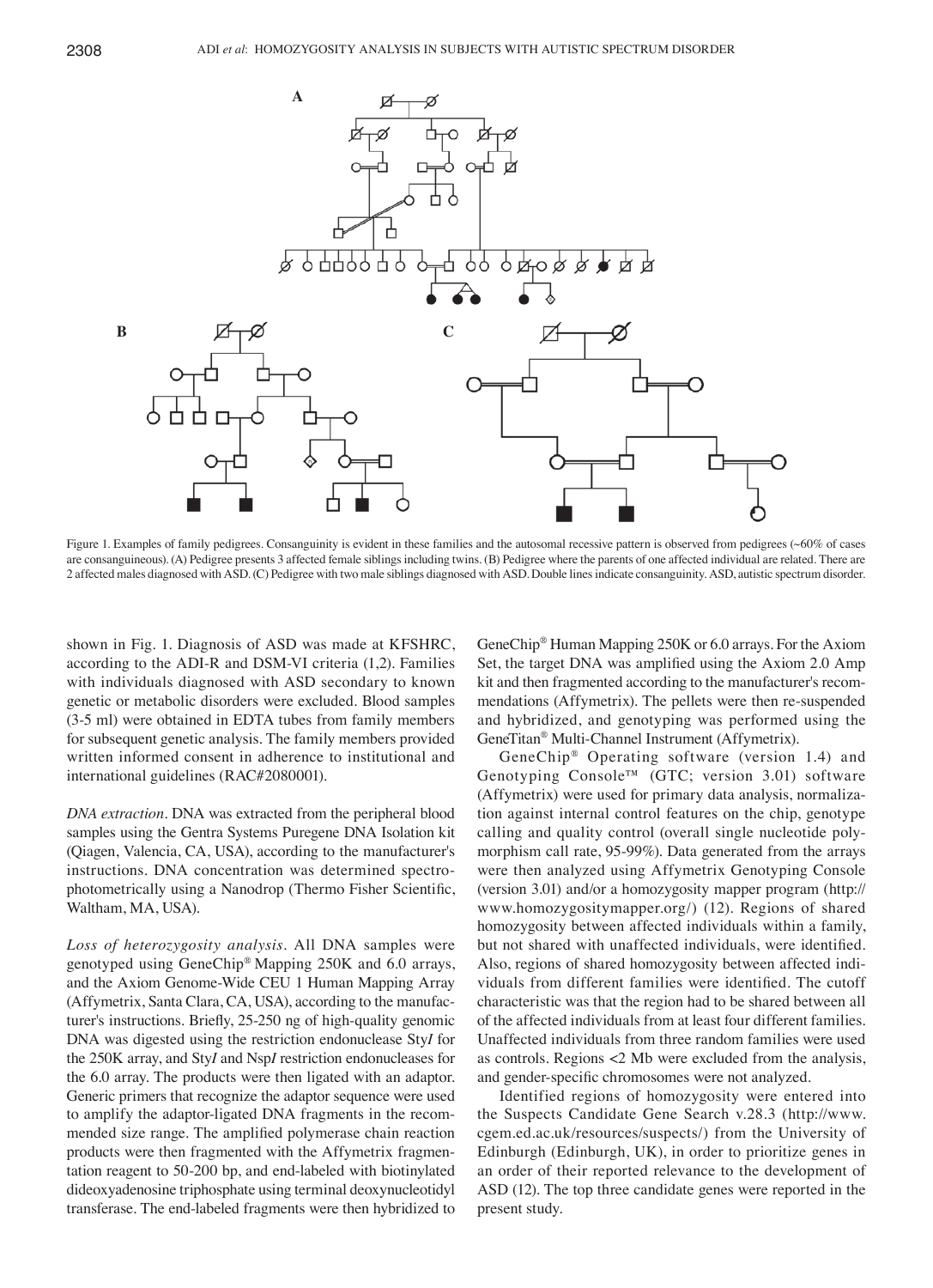Figure 1. Examples of family pedigrees. Consanguinity is evident in these families and the autosomal recessive pattern is observed from pedigrees (~60% of cases are consanguineous). (A) Pedigree presents 3 affected female siblings including twins. (B) Pedigree where the parents of one affected individual are related. There are 2 affected males diagnosed with ASD. (C) Pedigree with two male siblings diagnosed with ASD. Double lines indicate consanguinity. ASD, autistic spectrum disorder.

shown in Fig. 1. Diagnosis of ASD was made at KFSHRC, according to the ADI-R and DSM-VI criteria (1,2). Families with individuals diagnosed with ASD secondary to known genetic or metabolic disorders were excluded. Blood samples (3-5 ml) were obtained in EDTA tubes from family members for subsequent genetic analysis. The family members provided written informed consent in adherence to institutional and international guidelines (RAC#2080001).

*DNA extraction*. DNA was extracted from the peripheral blood samples using the Gentra Systems Puregene DNA Isolation kit (Qiagen, Valencia, CA, USA), according to the manufacturer's instructions. DNA concentration was determined spectrophotometrically using a Nanodrop (Thermo Fisher Scientific, Waltham, MA, USA).

*Loss of heterozygosity analysis*. All DNA samples were genotyped using GeneChip® Mapping 250K and 6.0 arrays, and the Axiom Genome-Wide CEU 1 Human Mapping Array (Affymetrix, Santa Clara, CA, USA), according to the manufacturer's instructions. Briefly, 25-250 ng of high-quality genomic DNA was digested using the restriction endonuclease Sty*I* for the 250K array, and Sty*I* and Nsp*I* restriction endonucleases for the 6.0 array. The products were then ligated with an adaptor. Generic primers that recognize the adaptor sequence were used to amplify the adaptor-ligated DNA fragments in the recommended size range. The amplified polymerase chain reaction products were then fragmented with the Affymetrix fragmentation reagent to 50-200 bp, and end-labeled with biotinylated dideoxyadenosine triphosphate using terminal deoxynucleotidyl transferase. The end-labeled fragments were then hybridized to GeneChip® Human Mapping 250K or 6.0 arrays. For the Axiom Set, the target DNA was amplified using the Axiom 2.0 Amp kit and then fragmented according to the manufacturer's recommendations (Affymetrix). The pellets were then re-suspended and hybridized, and genotyping was performed using the GeneTitan® Multi-Channel Instrument (Affymetrix).

GeneChip® Operating software (version 1.4) and Genotyping Console™ (GTC; version 3.01) software (Affymetrix) were used for primary data analysis, normalization against internal control features on the chip, genotype calling and quality control (overall single nucleotide polymorphism call rate, 95-99%). Data generated from the arrays were then analyzed using Affymetrix Genotyping Console (version 3.01) and/or a homozygosity mapper program (http://www.homozygositymapper.org/) (12). Regions of shared homozygosity between affected individuals within a family, but not shared with unaffected individuals, were identified. Also, regions of shared homozygosity between affected individuals from different families were identified. The cutoff characteristic was that the region had to be shared between all of the affected individuals from at least four different families. Unaffected individuals from three random families were used as controls. Regions <2 Mb were excluded from the analysis, and gender-specific chromosomes were not analyzed.

Identified regions of homozygosity were entered into the Suspects Candidate Gene Search v.28.3 (http://www.cgem.ed.ac.uk/resources/suspects/) from the University of Edinburgh (Edinburgh, UK), in order to prioritize genes in an order of their reported relevance to the development of ASD (12). The top three candidate genes were reported in the present study.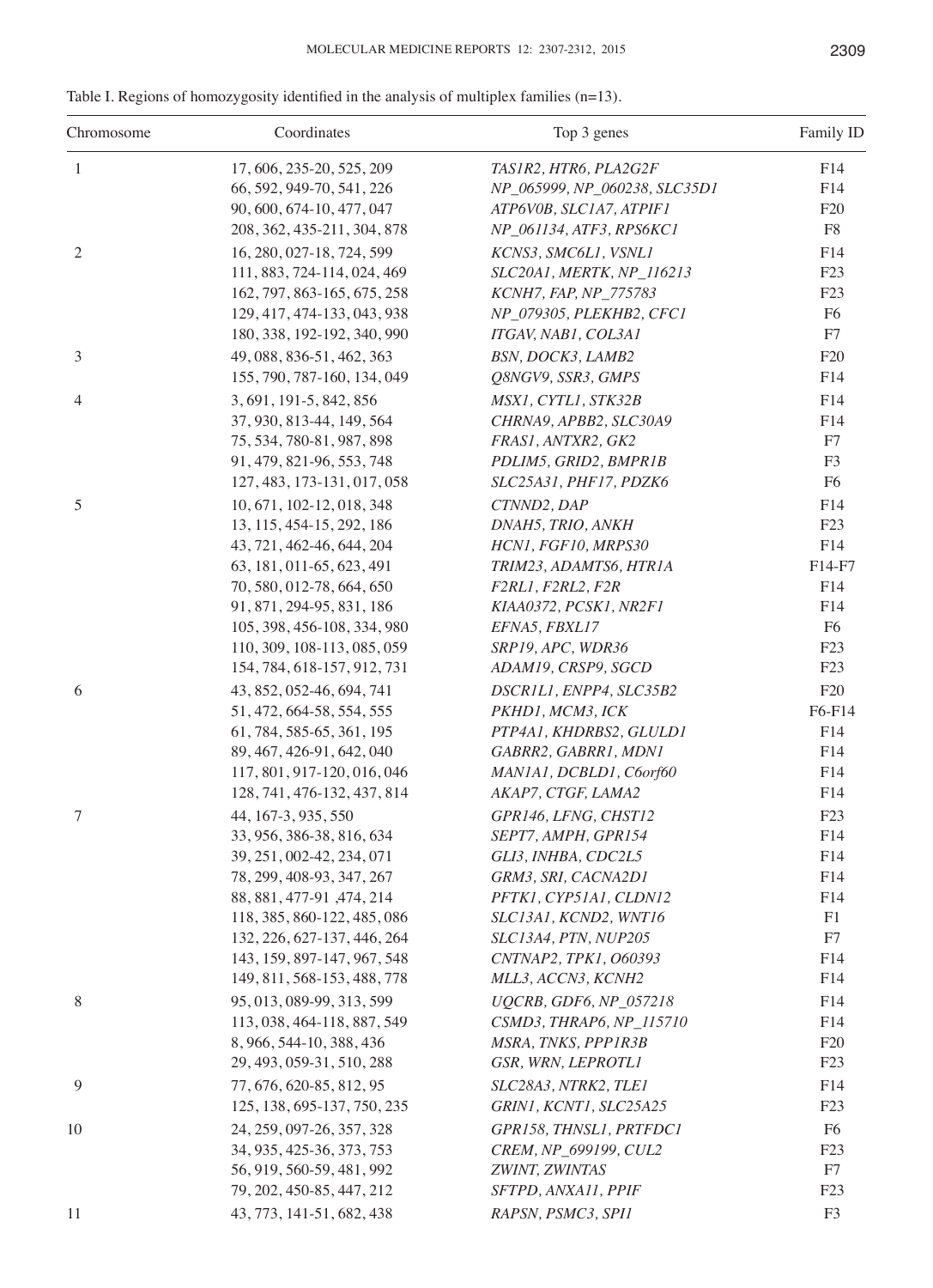Table I. Regions of homozygosity identified in the analysis of multiplex families (n=13).

| Chromosome | Coordinates | Top 3 genes | Family ID |
|---|---|---|---|
| 1 | 17, 606, 235-20, 525, 209 | *TAS1R2, HTR6, PLA2G2F* | F14 |
| | 66, 592, 949-70, 541, 226 | *NP_065999, NP_060238, SLC35D1* | F14 |
| | 90, 600, 674-10, 477, 047 | *ATP6V0B, SLC1A7, ATPIF1* | F20 |
| | 208, 362, 435-211, 304, 878 | *NP_061134, ATF3, RPS6KC1* | F8 |
| 2 | 16, 280, 027-18, 724, 599 | *KCNS3, SMC6L1, VSNL1* | F14 |
| | 111, 883, 724-114, 024, 469 | *SLC20A1, MERTK, NP_116213* | F23 |
| | 162, 797, 863-165, 675, 258 | *KCNH7, FAP, NP_775783* | F23 |
| | 129, 417, 474-133, 043, 938 | *NP_079305, PLEKHB2, CFC1* | F6 |
| | 180, 338, 192-192, 340, 990 | *ITGAV, NAB1, COL3A1* | F7 |
| 3 | 49, 088, 836-51, 462, 363 | *BSN, DOCK3, LAMB2* | F20 |
| | 155, 790, 787-160, 134, 049 | *Q8NGV9, SSR3, GMPS* | F14 |
| 4 | 3, 691, 191-5, 842, 856 | *MSX1, CYTL1, STK32B* | F14 |
| | 37, 930, 813-44, 149, 564 | *CHRNA9, APBB2, SLC30A9* | F14 |
| | 75, 534, 780-81, 987, 898 | *FRAS1, ANTXR2, GK2* | F7 |
| | 91, 479, 821-96, 553, 748 | *PDLIM5, GRID2, BMPR1B* | F3 |
| | 127, 483, 173-131, 017, 058 | *SLC25A31, PHF17, PDZK6* | F6 |
| 5 | 10, 671, 102-12, 018, 348 | *CTNND2, DAP* | F14 |
| | 13, 115, 454-15, 292, 186 | *DNAH5, TRIO, ANKH* | F23 |
| | 43, 721, 462-46, 644, 204 | *HCN1, FGF10, MRPS30* | F14 |
| | 63, 181, 011-65, 623, 491 | *TRIM23, ADAMTS6, HTR1A* | F14-F7 |
| | 70, 580, 012-78, 664, 650 | *F2RL1, F2RL2, F2R* | F14 |
| | 91, 871, 294-95, 831, 186 | *KIAA0372, PCSK1, NR2F1* | F14 |
| | 105, 398, 456-108, 334, 980 | *EFNA5, FBXL17* | F6 |
| | 110, 309, 108-113, 085, 059 | *SRP19, APC, WDR36* | F23 |
| | 154, 784, 618-157, 912, 731 | *ADAM19, CRSP9, SGCD* | F23 |
| 6 | 43, 852, 052-46, 694, 741 | *DSCR1L1, ENPP4, SLC35B2* | F20 |
| | 51, 472, 664-58, 554, 555 | *PKHD1, MCM3, ICK* | F6-F14 |
| | 61, 784, 585-65, 361, 195 | *PTP4A1, KHDRBS2, GLULD1* | F14 |
| | 89, 467, 426-91, 642, 040 | *GABRR2, GABRR1, MDN1* | F14 |
| | 117, 801, 917-120, 016, 046 | *MAN1A1, DCBLD1, C6orf60* | F14 |
| | 128, 741, 476-132, 437, 814 | *AKAP7, CTGF, LAMA2* | F14 |
| 7 | 44, 167-3, 935, 550 | *GPR146, LFNG, CHST12* | F23 |
| | 33, 956, 386-38, 816, 634 | *SEPT7, AMPH, GPR154* | F14 |
| | 39, 251, 002-42, 234, 071 | *GLI3, INHBA, CDC2L5* | F14 |
| | 78, 299, 408-93, 347, 267 | *GRM3, SRI, CACNA2D1* | F14 |
| | 88, 881, 477-91 ,474, 214 | *PFTK1, CYP51A1, CLDN12* | F14 |
| | 118, 385, 860-122, 485, 086 | *SLC13A1, KCND2, WNT16* | F1 |
| | 132, 226, 627-137, 446, 264 | *SLC13A4, PTN, NUP205* | F7 |
| | 143, 159, 897-147, 967, 548 | *CNTNAP2, TPK1, O60393* | F14 |
| | 149, 811, 568-153, 488, 778 | *MLL3, ACCN3, KCNH2* | F14 |
| 8 | 95, 013, 089-99, 313, 599 | *UQCRB, GDF6, NP_057218* | F14 |
| | 113, 038, 464-118, 887, 549 | *CSMD3, THRAP6, NP_115710* | F14 |
| | 8, 966, 544-10, 388, 436 | *MSRA, TNKS, PPP1R3B* | F20 |
| | 29, 493, 059-31, 510, 288 | *GSR, WRN, LEPROTL1* | F23 |
| 9 | 77, 676, 620-85, 812, 95 | *SLC28A3, NTRK2, TLE1* | F14 |
| | 125, 138, 695-137, 750, 235 | *GRIN1, KCNT1, SLC25A25* | F23 |
| 10 | 24, 259, 097-26, 357, 328 | *GPR158, THNSL1, PRTFDC1* | F6 |
| | 34, 935, 425-36, 373, 753 | *CREM, NP_699199, CUL2* | F23 |
| | 56, 919, 560-59, 481, 992 | *ZWINT, ZWINTAS* | F7 |
| | 79, 202, 450-85, 447, 212 | *SFTPD, ANXA11, PPIF* | F23 |
| 11 | 43, 773, 141-51, 682, 438 | *RAPSN, PSMC3, SPI1* | F3 |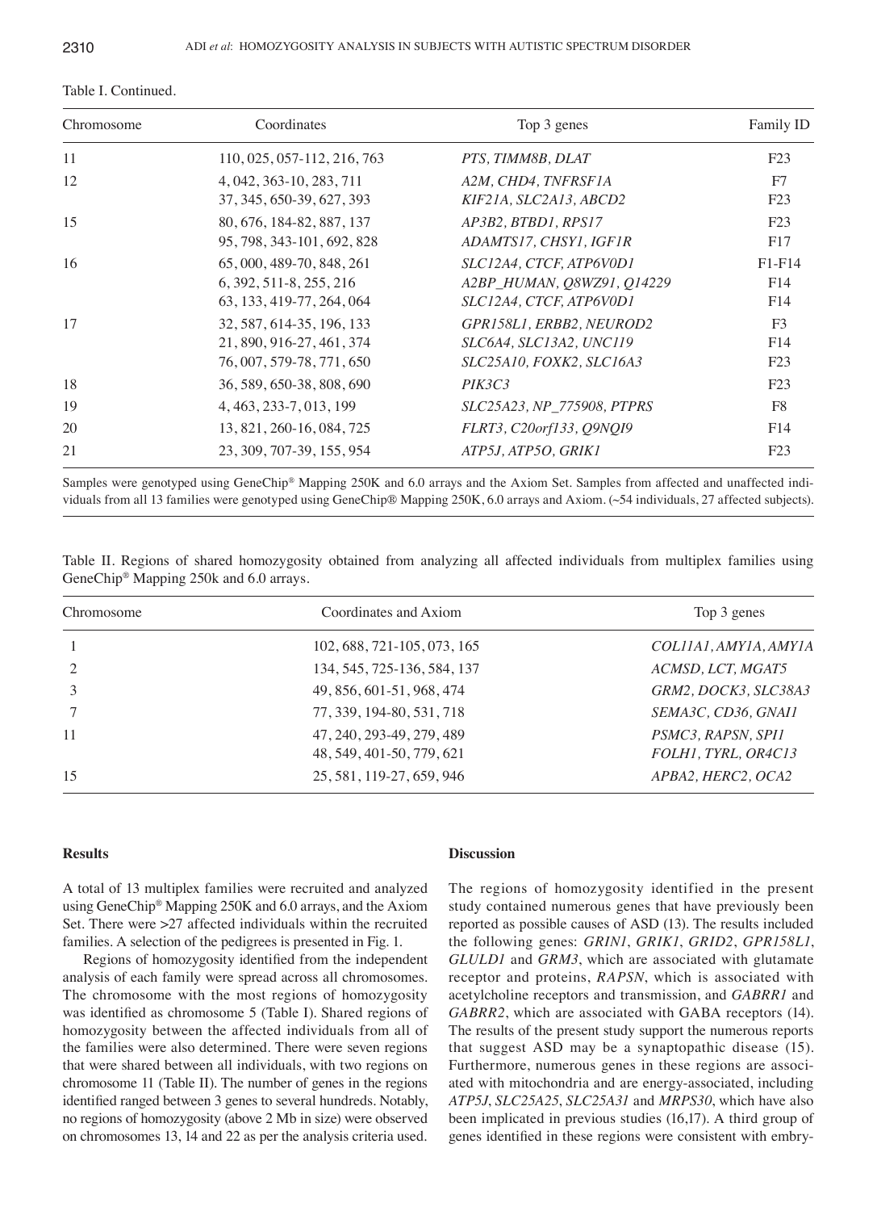Table I. Continued.

| Chromosome | Coordinates | Top 3 genes | Family ID |
|---|---|---|---|
| 11 | 110, 025, 057-112, 216, 763 | *PTS, TIMM8B, DLAT* | F23 |
| 12 | 4, 042, 363-10, 283, 711 | *A2M, CHD4, TNFRSF1A* | F7 |
| | 37, 345, 650-39, 627, 393 | *KIF21A, SLC2A13, ABCD2* | F23 |
| 15 | 80, 676, 184-82, 887, 137 | *AP3B2, BTBD1, RPS17* | F23 |
| | 95, 798, 343-101, 692, 828 | *ADAMTS17, CHSY1, IGF1R* | F17 |
| 16 | 65, 000, 489-70, 848, 261 | *SLC12A4, CTCF, ATP6V0D1* | F1-F14 |
| | 6, 392, 511-8, 255, 216 | *A2BP_HUMAN, Q8WZ91, Q14229* | F14 |
| | 63, 133, 419-77, 264, 064 | *SLC12A4, CTCF, ATP6V0D1* | F14 |
| 17 | 32, 587, 614-35, 196, 133 | *GPR158L1, ERBB2, NEUROD2* | F3 |
| | 21, 890, 916-27, 461, 374 | *SLC6A4, SLC13A2, UNC119* | F14 |
| | 76, 007, 579-78, 771, 650 | *SLC25A10, FOXK2, SLC16A3* | F23 |
| 18 | 36, 589, 650-38, 808, 690 | *PIK3C3* | F23 |
| 19 | 4, 463, 233-7, 013, 199 | *SLC25A23, NP_775908, PTPRS* | F8 |
| 20 | 13, 821, 260-16, 084, 725 | *FLRT3, C20orf133, Q9NQI9* | F14 |
| 21 | 23, 309, 707-39, 155, 954 | *ATP5J, ATP5O, GRIK1* | F23 |

Samples were genotyped using GeneChip® Mapping 250K and 6.0 arrays and the Axiom Set. Samples from affected and unaffected individuals from all 13 families were genotyped using GeneChip® Mapping 250K, 6.0 arrays and Axiom. (~54 individuals, 27 affected subjects).

Table II. Regions of shared homozygosity obtained from analyzing all affected individuals from multiplex families using GeneChip® Mapping 250k and 6.0 arrays.

| Chromosome | Coordinates and Axiom | Top 3 genes |
|---|---|---|
| 1 | 102, 688, 721-105, 073, 165 | *COL11A1, AMY1A, AMY1A* |
| 2 | 134, 545, 725-136, 584, 137 | *ACMSD, LCT, MGAT5* |
| 3 | 49, 856, 601-51, 968, 474 | *GRM2, DOCK3, SLC38A3* |
| 7 | 77, 339, 194-80, 531, 718 | *SEMA3C, CD36, GNAI1* |
| 11 | 47, 240, 293-49, 279, 489 | *PSMC3, RAPSN, SPI1* |
| | 48, 549, 401-50, 779, 621 | *FOLH1, TYRL, OR4C13* |
| 15 | 25, 581, 119-27, 659, 946 | *APBA2, HERC2, OCA2* |

## Results

A total of 13 multiplex families were recruited and analyzed using GeneChip® Mapping 250K and 6.0 arrays, and the Axiom Set. There were >27 affected individuals within the recruited families. A selection of the pedigrees is presented in Fig. 1.

Regions of homozygosity identified from the independent analysis of each family were spread across all chromosomes. The chromosome with the most regions of homozygosity was identified as chromosome 5 (Table I). Shared regions of homozygosity between the affected individuals from all of the families were also determined. There were seven regions that were shared between all individuals, with two regions on chromosome 11 (Table II). The number of genes in the regions identified ranged between 3 genes to several hundreds. Notably, no regions of homozygosity (above 2 Mb in size) were observed on chromosomes 13, 14 and 22 as per the analysis criteria used.

## Discussion

The regions of homozygosity identified in the present study contained numerous genes that have previously been reported as possible causes of ASD (13). The results included the following genes: *GRIN1*, *GRIK1*, *GRID2*, *GPR158L1*, *GLULD1* and *GRM3*, which are associated with glutamate receptor and proteins, *RAPSN*, which is associated with acetylcholine receptors and transmission, and *GABRR1* and *GABRR2*, which are associated with GABA receptors (14). The results of the present study support the numerous reports that suggest ASD may be a synaptopathic disease (15). Furthermore, numerous genes in these regions are associated with mitochondria and are energy-associated, including *ATP5J*, *SLC25A25*, *SLC25A31* and *MRPS30*, which have also been implicated in previous studies (16,17). A third group of genes identified in these regions were consistent with embry-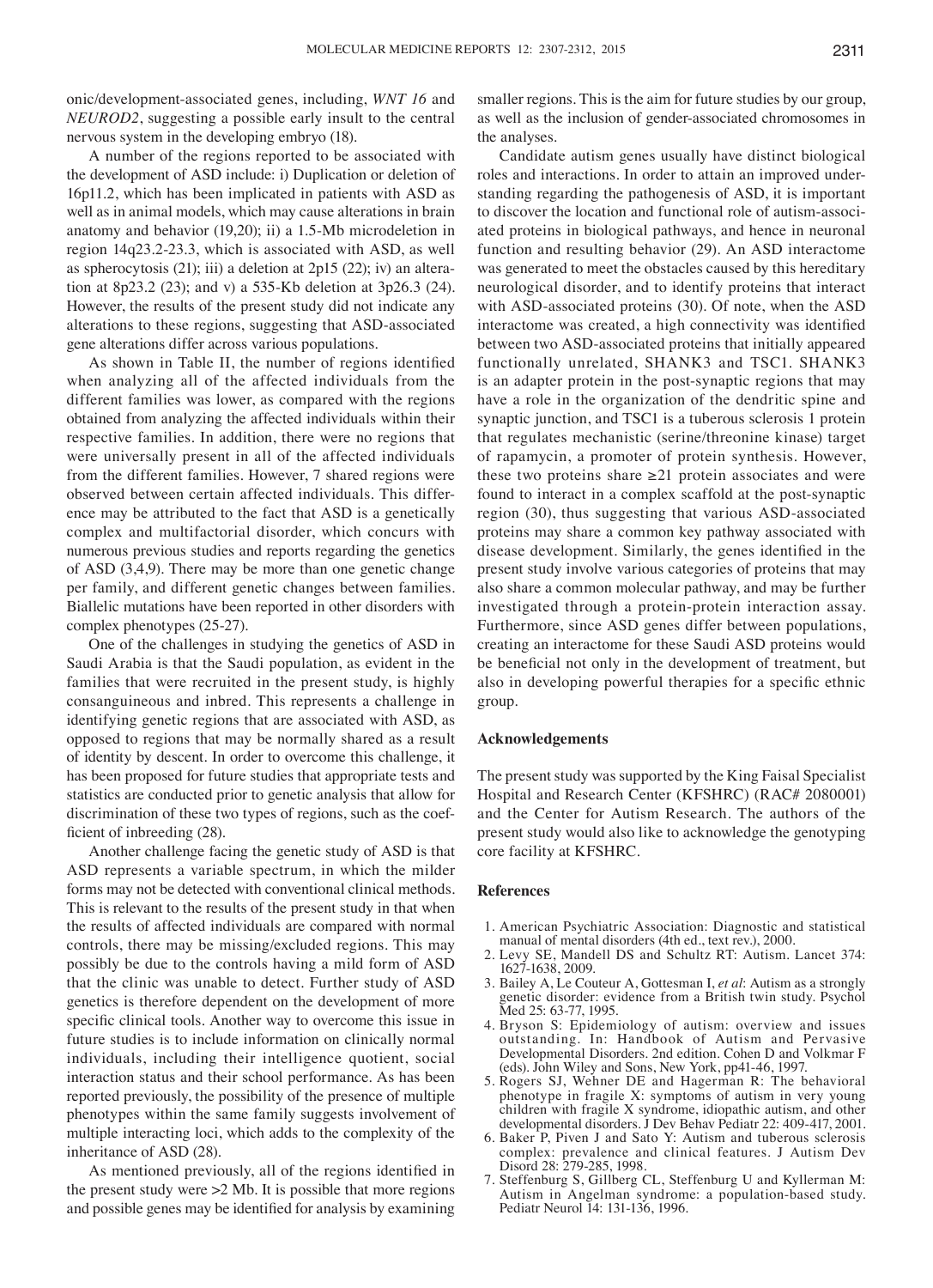onic/development-associated genes, including, *WNT 16* and *NEUROD2*, suggesting a possible early insult to the central nervous system in the developing embryo (18).

A number of the regions reported to be associated with the development of ASD include: i) Duplication or deletion of 16p11.2, which has been implicated in patients with ASD as well as in animal models, which may cause alterations in brain anatomy and behavior (19,20); ii) a 1.5-Mb microdeletion in region 14q23.2-23.3, which is associated with ASD, as well as spherocytosis (21); iii) a deletion at 2p15 (22); iv) an alteration at 8p23.2 (23); and v) a 535-Kb deletion at 3p26.3 (24). However, the results of the present study did not indicate any alterations to these regions, suggesting that ASD-associated gene alterations differ across various populations.

As shown in Table II, the number of regions identified when analyzing all of the affected individuals from the different families was lower, as compared with the regions obtained from analyzing the affected individuals within their respective families. In addition, there were no regions that were universally present in all of the affected individuals from the different families. However, 7 shared regions were observed between certain affected individuals. This difference may be attributed to the fact that ASD is a genetically complex and multifactorial disorder, which concurs with numerous previous studies and reports regarding the genetics of ASD (3,4,9). There may be more than one genetic change per family, and different genetic changes between families. Biallelic mutations have been reported in other disorders with complex phenotypes (25-27).

One of the challenges in studying the genetics of ASD in Saudi Arabia is that the Saudi population, as evident in the families that were recruited in the present study, is highly consanguineous and inbred. This represents a challenge in identifying genetic regions that are associated with ASD, as opposed to regions that may be normally shared as a result of identity by descent. In order to overcome this challenge, it has been proposed for future studies that appropriate tests and statistics are conducted prior to genetic analysis that allow for discrimination of these two types of regions, such as the coefficient of inbreeding (28).

Another challenge facing the genetic study of ASD is that ASD represents a variable spectrum, in which the milder forms may not be detected with conventional clinical methods. This is relevant to the results of the present study in that when the results of affected individuals are compared with normal controls, there may be missing/excluded regions. This may possibly be due to the controls having a mild form of ASD that the clinic was unable to detect. Further study of ASD genetics is therefore dependent on the development of more specific clinical tools. Another way to overcome this issue in future studies is to include information on clinically normal individuals, including their intelligence quotient, social interaction status and their school performance. As has been reported previously, the possibility of the presence of multiple phenotypes within the same family suggests involvement of multiple interacting loci, which adds to the complexity of the inheritance of ASD (28).

As mentioned previously, all of the regions identified in the present study were >2 Mb. It is possible that more regions and possible genes may be identified for analysis by examining smaller regions. This is the aim for future studies by our group, as well as the inclusion of gender-associated chromosomes in the analyses.

Candidate autism genes usually have distinct biological roles and interactions. In order to attain an improved understanding regarding the pathogenesis of ASD, it is important to discover the location and functional role of autism-associated proteins in biological pathways, and hence in neuronal function and resulting behavior (29). An ASD interactome was generated to meet the obstacles caused by this hereditary neurological disorder, and to identify proteins that interact with ASD-associated proteins (30). Of note, when the ASD interactome was created, a high connectivity was identified between two ASD-associated proteins that initially appeared functionally unrelated, SHANK3 and TSC1. SHANK3 is an adapter protein in the post-synaptic regions that may have a role in the organization of the dendritic spine and synaptic junction, and TSC1 is a tuberous sclerosis 1 protein that regulates mechanistic (serine/threonine kinase) target of rapamycin, a promoter of protein synthesis. However, these two proteins share ≥21 protein associates and were found to interact in a complex scaffold at the post-synaptic region (30), thus suggesting that various ASD-associated proteins may share a common key pathway associated with disease development. Similarly, the genes identified in the present study involve various categories of proteins that may also share a common molecular pathway, and may be further investigated through a protein-protein interaction assay. Furthermore, since ASD genes differ between populations, creating an interactome for these Saudi ASD proteins would be beneficial not only in the development of treatment, but also in developing powerful therapies for a specific ethnic group.

## Acknowledgements

The present study was supported by the King Faisal Specialist Hospital and Research Center (KFSHRC) (RAC# 2080001) and the Center for Autism Research. The authors of the present study would also like to acknowledge the genotyping core facility at KFSHRC.

## References

1. American Psychiatric Association: Diagnostic and statistical manual of mental disorders (4th ed., text rev.), 2000.
2. Levy SE, Mandell DS and Schultz RT: Autism. Lancet 374: 1627-1638, 2009.
3. Bailey A, Le Couteur A, Gottesman I, *et al*: Autism as a strongly genetic disorder: evidence from a British twin study. Psychol Med 25: 63-77, 1995.
4. Bryson S: Epidemiology of autism: overview and issues outstanding. In: Handbook of Autism and Pervasive Developmental Disorders. 2nd edition. Cohen D and Volkmar F (eds). John Wiley and Sons, New York, pp41-46, 1997.
5. Rogers SJ, Wehner DE and Hagerman R: The behavioral phenotype in fragile X: symptoms of autism in very young children with fragile X syndrome, idiopathic autism, and other developmental disorders. J Dev Behav Pediatr 22: 409-417, 2001.
6. Baker P, Piven J and Sato Y: Autism and tuberous sclerosis complex: prevalence and clinical features. J Autism Dev Disord 28: 279-285, 1998.
7. Steffenburg S, Gillberg CL, Steffenburg U and Kyllerman M: Autism in Angelman syndrome: a population-based study. Pediatr Neurol 14: 131-136, 1996.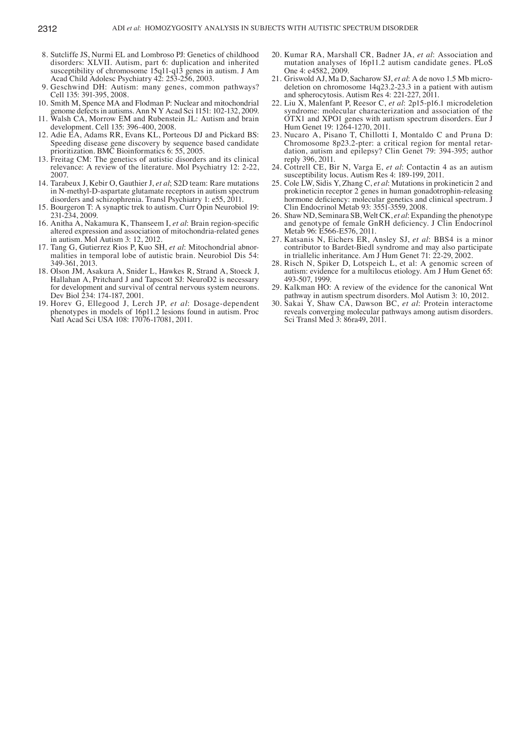8. Sutcliffe JS, Nurmi EL and Lombroso PJ: Genetics of childhood disorders: XLVII. Autism, part 6: duplication and inherited susceptibility of chromosome 15q11-q13 genes in autism. J Am Acad Child Adolesc Psychiatry 42: 253-256, 2003.
9. Geschwind DH: Autism: many genes, common pathways? Cell 135: 391-395, 2008.
10. Smith M, Spence MA and Flodman P: Nuclear and mitochondrial genome defects in autisms. Ann N Y Acad Sci 1151: 102-132, 2009.
11. Walsh CA, Morrow EM and Rubenstein JL: Autism and brain development. Cell 135: 396-400, 2008.
12. Adie EA, Adams RR, Evans KL, Porteous DJ and Pickard BS: Speeding disease gene discovery by sequence based candidate prioritization. BMC Bioinformatics 6: 55, 2005.
13. Freitag CM: The genetics of autistic disorders and its clinical relevance: A review of the literature. Mol Psychiatry 12: 2-22, 2007.
14. Tarabeux J, Kebir O, Gauthier J, *et al*; S2D team: Rare mutations in N-methyl-D-aspartate glutamate receptors in autism spectrum disorders and schizophrenia. Transl Psychiatry 1: e55, 2011.
15. Bourgeron T: A synaptic trek to autism. Curr Opin Neurobiol 19: 231-234, 2009.
16. Anitha A, Nakamura K, Thanseem I, *et al*: Brain region-specific altered expression and association of mitochondria-related genes in autism. Mol Autism 3: 12, 2012.
17. Tang G, Gutierrez Rios P, Kuo SH, *et al*: Mitochondrial abnormalities in temporal lobe of autistic brain. Neurobiol Dis 54: 349-361, 2013.
18. Olson JM, Asakura A, Snider L, Hawkes R, Strand A, Stoeck J, Hallahan A, Pritchard J and Tapscott SJ: NeuroD2 is necessary for development and survival of central nervous system neurons. Dev Biol 234: 174-187, 2001.
19. Horev G, Ellegood J, Lerch JP, *et al*: Dosage-dependent phenotypes in models of 16p11.2 lesions found in autism. Proc Natl Acad Sci USA 108: 17076-17081, 2011.
20. Kumar RA, Marshall CR, Badner JA, *et al*: Association and mutation analyses of 16p11.2 autism candidate genes. PLoS One 4: e4582, 2009.
21. Griswold AJ, Ma D, Sacharow SJ, *et al*: A de novo 1.5 Mb microdeletion on chromosome 14q23.2-23.3 in a patient with autism and spherocytosis. Autism Res 4: 221-227, 2011.
22. Liu X, Malenfant P, Reesor C, *et al*: 2p15-p16.1 microdeletion syndrome: molecular characterization and association of the OTX1 and XPO1 genes with autism spectrum disorders. Eur J Hum Genet 19: 1264-1270, 2011.
23. Nucaro A, Pisano T, Chillotti I, Montaldo C and Pruna D: Chromosome 8p23.2-pter: a critical region for mental retardation, autism and epilepsy? Clin Genet 79: 394-395; author reply 396, 2011.
24. Cottrell CE, Bir N, Varga E, *et al*: Contactin 4 as an autism susceptibility locus. Autism Res 4: 189-199, 2011.
25. Cole LW, Sidis Y, Zhang C, *et al*: Mutations in prokineticin 2 and prokineticin receptor 2 genes in human gonadotrophin-releasing hormone deficiency: molecular genetics and clinical spectrum. J Clin Endocrinol Metab 93: 3551-3559, 2008.
26. Shaw ND, Seminara SB, Welt CK, *et al*: Expanding the phenotype and genotype of female GnRH deficiency. J Clin Endocrinol Metab 96: E566-E576, 2011.
27. Katsanis N, Eichers ER, Ansley SJ, *et al*: BBS4 is a minor contributor to Bardet-Biedl syndrome and may also participate in triallelic inheritance. Am J Hum Genet 71: 22-29, 2002.
28. Risch N, Spiker D, Lotspeich L, et al: A genomic screen of autism: evidence for a multilocus etiology. Am J Hum Genet 65: 493-507, 1999.
29. Kalkman HO: A review of the evidence for the canonical Wnt pathway in autism spectrum disorders. Mol Autism 3: 10, 2012.
30. Sakai Y, Shaw CA, Dawson BC, *et al*: Protein interactome reveals converging molecular pathways among autism disorders. Sci Transl Med 3: 86ra49, 2011.